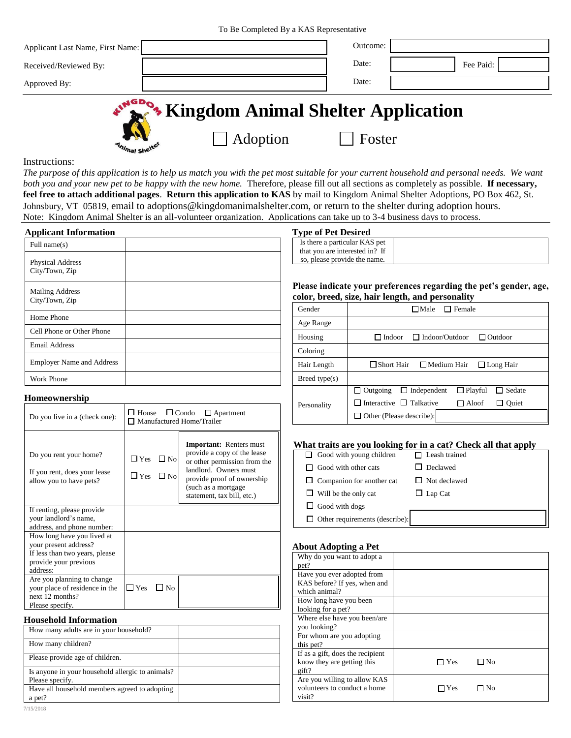To Be Completed By a KAS Representative

| | | | |
|---|---|---|---|
| Applicant Last Name, First Name: | | Outcome: | |
| Received/Reviewed By: | | Date: | Fee Paid: |
| Approved By: | | Date: | |

# Kingdom Animal Shelter Application

☐ Adoption ☐ Foster

Instructions:

*The purpose of this application is to help us match you with the pet most suitable for your current household and personal needs. We want both you and your new pet to be happy with the new home.* Therefore, please fill out all sections as completely as possible. **If necessary, feel free to attach additional pages**. **Return this application to KAS** by mail to Kingdom Animal Shelter Adoptions, PO Box 462, St. Johnsbury, VT 05819, email to adoptions@kingdomanimalshelter.com, or return to the shelter during adoption hours.

Note: Kingdom Animal Shelter is an all-volunteer organization. Applications can take up to 3-4 business days to process.

### Applicant Information

| | |
|---|---|
| Full name(s) | |
| Physical Address City/Town, Zip | |
| Mailing Address City/Town, Zip | |
| Home Phone | |
| Cell Phone or Other Phone | |
| Email Address | |
| Employer Name and Address | |
| Work Phone | |

### Homeownership

| | | |
|---|---|---|
| Do you live in a (check one): | ☐ House ☐ Condo ☐ Apartment ☐ Manufactured Home/Trailer | |
| Do you rent your home? | ☐ Yes ☐ No | **Important:** Renters must provide a copy of the lease or other permission from the landlord. Owners must provide proof of ownership (such as a mortgage statement, tax bill, etc.) |
| If you rent, does your lease allow you to have pets? | ☐ Yes ☐ No | |
| If renting, please provide your landlord's name, address, and phone number: | | |
| How long have you lived at your present address? If less than two years, please provide your previous address: | | |
| Are you planning to change your place of residence in the next 12 months? Please specify. | ☐ Yes ☐ No | |

### Household Information

| | |
|---|---|
| How many adults are in your household? | |
| How many children? | |
| Please provide age of children. | |
| Is anyone in your household allergic to animals? Please specify. | |
| Have all household members agreed to adopting a pet? | |

### Type of Pet Desired

| | |
|---|---|
| Is there a particular KAS pet that you are interested in? If so, please provide the name. | |

**Please indicate your preferences regarding the pet's gender, age, color, breed, size, hair length, and personality**

| | |
|---|---|
| Gender | ☐ Male ☐ Female |
| Age Range | |
| Housing | ☐ Indoor ☐ Indoor/Outdoor ☐ Outdoor |
| Coloring | |
| Hair Length | ☐ Short Hair ☐ Medium Hair ☐ Long Hair |
| Breed type(s) | |
| Personality | ☐ Outgoing ☐ Independent ☐ Playful ☐ Sedate ☐ Interactive ☐ Talkative ☐ Aloof ☐ Quiet ☐ Other (Please describe): |

**What traits are you looking for in a cat? Check all that apply**

| | |
|---|---|
| ☐ Good with young children | ☐ Leash trained |
| ☐ Good with other cats | ☐ Declawed |
| ☐ Companion for another cat | ☐ Not declawed |
| ☐ Will be the only cat | ☐ Lap Cat |
| ☐ Good with dogs | |
| ☐ Other requirements (describe): | |

### About Adopting a Pet

| | |
|---|---|
| Why do you want to adopt a pet? | |
| Have you ever adopted from KAS before? If yes, when and which animal? | |
| How long have you been looking for a pet? | |
| Where else have you been/are you looking? | |
| For whom are you adopting this pet? | |
| If as a gift, does the recipient know they are getting this gift? | ☐ Yes ☐ No |
| Are you willing to allow KAS volunteers to conduct a home visit? | ☐ Yes ☐ No |

7/15/2018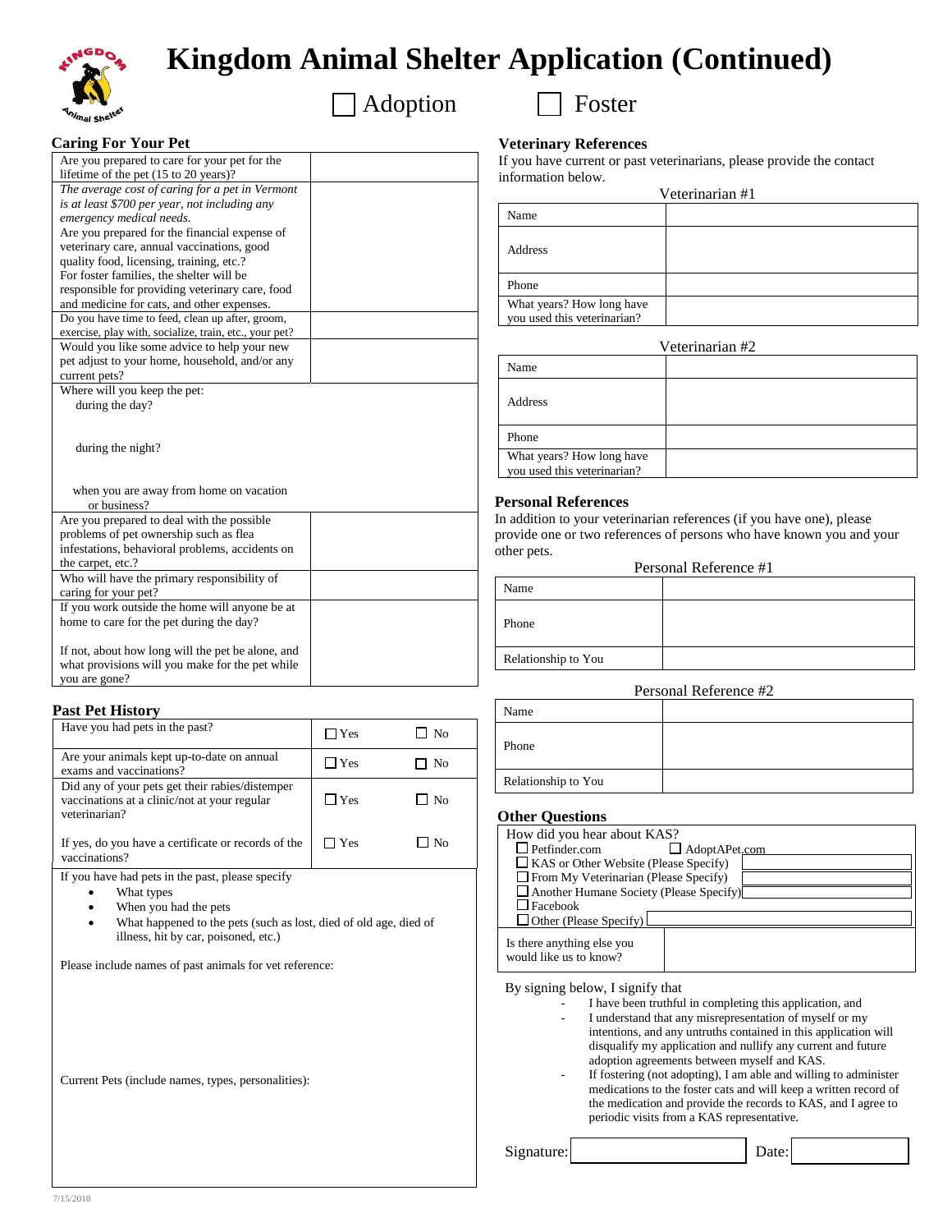# Kingdom Animal Shelter Application (Continued)

☐ Adoption ☐ Foster

## Caring For Your Pet

| | |
|---|---|
| Are you prepared to care for your pet for the lifetime of the pet (15 to 20 years)? | |
| *The average cost of caring for a pet in Vermont is at least $700 per year, not including any emergency medical needs.* Are you prepared for the financial expense of veterinary care, annual vaccinations, good quality food, licensing, training, etc.? For foster families, the shelter will be responsible for providing veterinary care, food and medicine for cats, and other expenses. | |
| Do you have time to feed, clean up after, groom, exercise, play with, socialize, train, etc., your pet? | |
| Would you like some advice to help your new pet adjust to your home, household, and/or any current pets? | |
| Where will you keep the pet: during the day? during the night? when you are away from home on vacation or business? | |
| Are you prepared to deal with the possible problems of pet ownership such as flea infestations, behavioral problems, accidents on the carpet, etc.? | |
| Who will have the primary responsibility of caring for your pet? | |
| If you work outside the home will anyone be at home to care for the pet during the day? If not, about how long will the pet be alone, and what provisions will you make for the pet while you are gone? | |

## Past Pet History

| | | |
|---|---|---|
| Have you had pets in the past? | ☐ Yes | ☐ No |
| Are your animals kept up-to-date on annual exams and vaccinations? | ☐ Yes | ☐ No |
| Did any of your pets get their rabies/distemper vaccinations at a clinic/not at your regular veterinarian? | ☐ Yes | ☐ No |
| If yes, do you have a certificate or records of the vaccinations? | ☐ Yes | ☐ No |

If you have had pets in the past, please specify

- What types
- When you had the pets
- What happened to the pets (such as lost, died of old age, died of illness, hit by car, poisoned, etc.)

Please include names of past animals for vet reference:

Current Pets (include names, types, personalities):

## Veterinary References

If you have current or past veterinarians, please provide the contact information below.

Veterinarian #1

| | |
|---|---|
| Name | |
| Address | |
| Phone | |
| What years? How long have you used this veterinarian? | |

Veterinarian #2

| | |
|---|---|
| Name | |
| Address | |
| Phone | |
| What years? How long have you used this veterinarian? | |

## Personal References

In addition to your veterinarian references (if you have one), please provide one or two references of persons who have known you and your other pets.

Personal Reference #1

| | |
|---|---|
| Name | |
| Phone | |
| Relationship to You | |

Personal Reference #2

| | |
|---|---|
| Name | |
| Phone | |
| Relationship to You | |

## Other Questions

How did you hear about KAS?

- ☐ Petfinder.com ☐ AdoptAPet.com
- ☐ KAS or Other Website (Please Specify)
- ☐ From My Veterinarian (Please Specify)
- ☐ Another Humane Society (Please Specify)
- ☐ Facebook
- ☐ Other (Please Specify)

| | |
|---|---|
| Is there anything else you would like us to know? | |

By signing below, I signify that

- I have been truthful in completing this application, and
- I understand that any misrepresentation of myself or my intentions, and any untruths contained in this application will disqualify my application and nullify any current and future adoption agreements between myself and KAS.
- If fostering (not adopting), I am able and willing to administer medications to the foster cats and will keep a written record of the medication and provide the records to KAS, and I agree to periodic visits from a KAS representative.

Signature: ____________ Date: ____________

7/15/2018